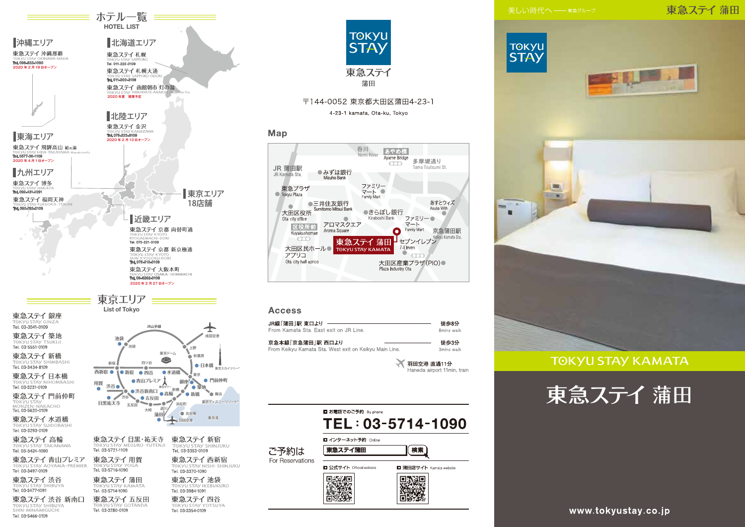## ホテル一覧
HOTEL LIST

### 沖縄エリア
東急ステイ 沖縄那覇
TOKYU STAY OKINAWA-NAHA
Tel. 098-833-1090
2020年2月19日オープン

### 北海道エリア
東急ステイ 札幌
TOKYU STAY SAPPORO
Tel. 011-222-0109

東急ステイ 札幌大通
TOKYU STAY SAPPORO-ODORI
Tel. 011-200-3109

東急ステイ 函館朝市 灯の湯
TOKYU STAY HAKODATE-ASAICHI Akari-no-Yu
2020年夏 開業予定

### 北陸エリア
東急ステイ 金沢
TOKYU STAY KANAZAWA
Tel. 076-223-8109
2020年2月13日オープン

### 東海エリア
東急ステイ 飛騨高山 結の湯
TOKYU STAY HIDA-TAKAYAMA Musubi-no-Yu
Tel. 0577-36-1109
2020年4月1日オープン

### 九州エリア
東急ステイ 博多
TOKYU STAY HAKATA
Tel. 092-431-1091

東急ステイ 福岡天神
TOKYU STAY FUKUOKA-TENJIN
Tel. 092-762-0109

### 東京エリア
18店舗

### 近畿エリア
東急ステイ 京都 両替町通
TOKYU STAY KYOTO RYOGAEMACHI-DORI
Tel. 075-221-0109

東急ステイ 京都 新京極通
TOKYU STAY KYOTO SHIN-KYOGOKU-DORI
Tel. 075-212-0109

東急ステイ 大阪本町
TOKYU STAY OSAKA-HOMMACHI
Tel. 06-6262-0109
2020年2月27日オープン

## 東京エリア
List of Tokyo

東急ステイ 銀座
TOKYU STAY GINZA
Tel. 03-3541-0109

東急ステイ 築地
TOKYU STAY TSUKIJI
Tel. 03-5551-0109

東急ステイ 新橋
TOKYU STAY SHIMBASHI
Tel. 03-3434-8109

東急ステイ 日本橋
TOKYU STAY NIHOMBASHI
Tel. 03-3231-0109

東急ステイ 門前仲町
TOKYU STAY MONZEN-NAKACHO
Tel. 03-5620-0109

東急ステイ 水道橋
TOKYU STAY SUIDOBASHI
Tel. 03-3293-0109

東急ステイ 高輪
TOKYU STAY TAKANAWA
Tel. 03-5424-1090

東急ステイ 青山プレミア
TOKYU STAY AOYAMA-PREMIER
Tel. 03-3497-0109

東急ステイ 渋谷
TOKYU STAY SHIBUYA
Tel. 03-3477-1091

東急ステイ 渋谷 新南口
TOKYU STAY SHIBUYA SHIN-MINAMIGUCHI
Tel. 03-5466-0109

東急ステイ 目黒・祐天寺
TOKYU STAY MEGURO-YUTENJI
Tel. 03-5721-1109

東急ステイ 用賀
TOKYU STAY YOGA
Tel. 03-5716-1090

東急ステイ 蒲田
TOKYU STAY KAMATA
Tel. 03-5714-1090

東急ステイ 五反田
TOKYU STAY GOTANDA
Tel. 03-3280-0109

東急ステイ 新宿
TOKYU STAY SHINJUKU
Tel. 03-3353-0109

東急ステイ 西新宿
TOKYU STAY NISHI-SHINJUKU
Tel. 03-3370-1090

東急ステイ 池袋
TOKYU STAY IKEBUKURO
Tel. 03-3984-1091

東急ステイ 四谷
TOKYU STAY YOTSUYA
Tel. 03-3354-0109

---

TOKYU STAY
東急ステイ
蒲田

〒144-0052 東京都大田区蒲田4-23-1
4-23-1 kamata, Ota-ku, Tokyo

## Map

## Access

| | |
|---|---|
| JR線「蒲田」駅 東口より From Kamata Sta. East exit on JR Line. | 徒歩8分 8mins walk |
| 京急本線「京急蒲田」駅 西口より From Keikyu Kamata Sta. West exit on Keikyu Main Line. | 徒歩3分 3mins walk |

羽田空港 直通11分
Haneda airport 11min. train

## ご予約は
For Reservations

■ お電話でのご予約 By phone
**TEL：03-5714-1090**

■ インターネット予約 Online
東急ステイ蒲田 検索

■ 公式サイト Official website
■ 蒲田店サイト Kamata website

---

美しい時代へ —— 東急グループ

東急ステイ 蒲田

TOKYU STAY

TOKYU STAY KAMATA

# 東急ステイ 蒲田

www.tokyustay.co.jp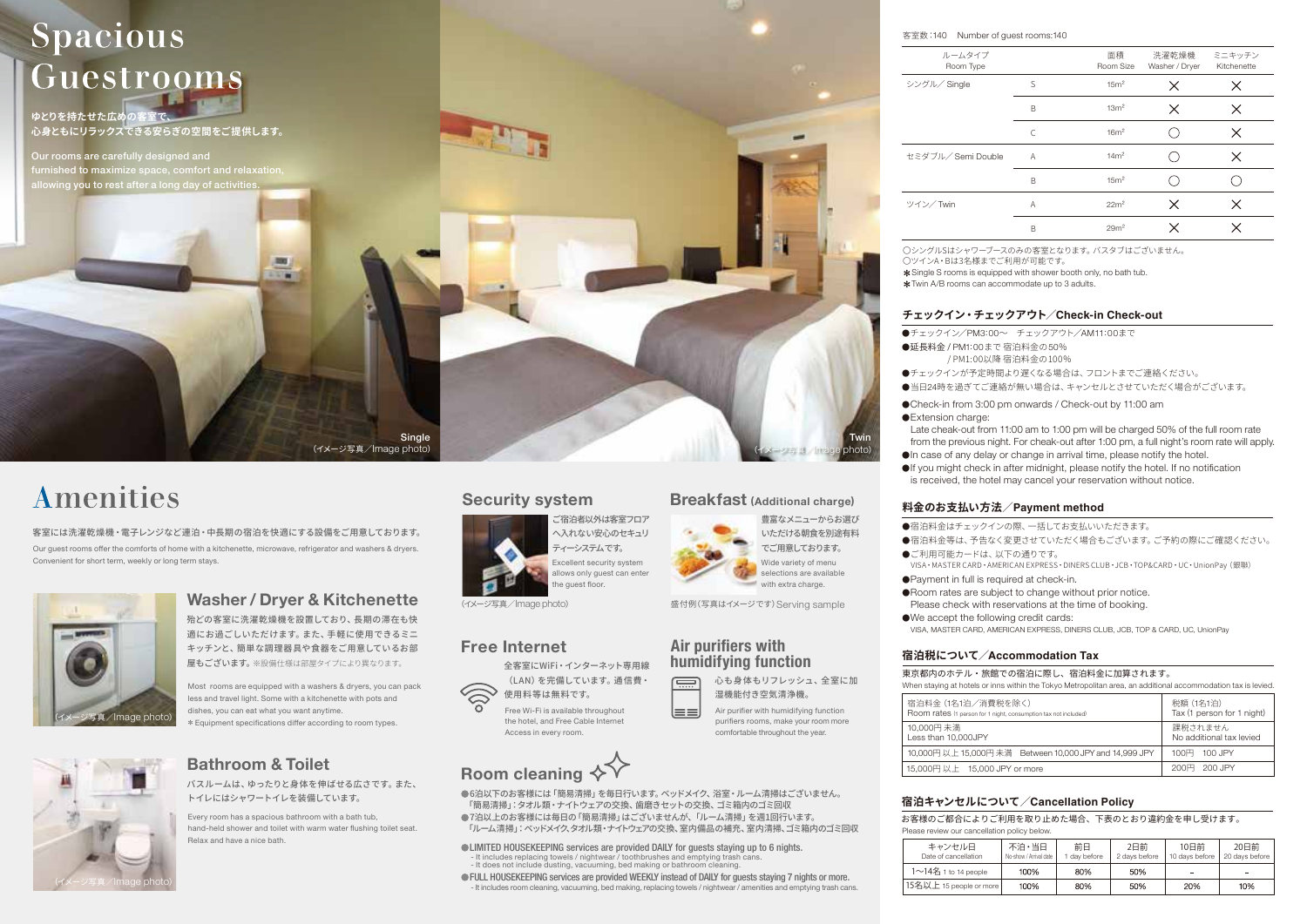# Spacious Guestrooms

**ゆとりを持たせた広めの客室で、心身ともにリラックスできる安らぎの空間をご提供します。**

Our rooms are carefully designed and furnished to maximize space, comfort and relaxation, allowing you to rest after a long day of activities.

Single
(イメージ写真／Image photo)

Twin
(イメージ写真／Image photo)

# Amenities

客室には洗濯乾燥機・電子レンジなど連泊・中長期の宿泊を快適にする設備をご用意しております。

Our guest rooms offer the comforts of home with a kitchenette, microwave, refrigerator and washers & dryers. Convenient for short term, weekly or long term stays.

## Washer / Dryer & Kitchenette

殆どの客室に洗濯乾燥機を設置しており、長期の滞在も快適にお過ごしいただけます。また、手軽に使用できるミニキッチンと、簡単な調理器具や食器をご用意しているお部屋もございます。※設備仕様は部屋タイプにより異なります。

Most rooms are equipped with a washers & dryers, you can pack less and travel light. Some with a kitchenette with pots and dishes, you can eat what you want anytime.
* Equipment specifications differ according to room types.

(イメージ写真／Image photo)

## Bathroom & Toilet

バスルームは、ゆったりと身体を伸ばせる広さです。また、トイレにはシャワートイレを装備しています。

Every room has a spacious bathroom with a bath tub, hand-held shower and toilet with warm water flushing toilet seat. Relax and have a nice bath.

(イメージ写真／Image photo)

## Security system

ご宿泊者以外は客室フロアへ入れない安心のセキュリティーシステムです。

Excellent security system allows only guest can enter the guest floor.

(イメージ写真／Image photo)

## Breakfast (Additional charge)

豊富なメニューからお選びいただける朝食を別途有料でご用意しております。

Wide variety of menu selections are available with extra charge.

盛付例(写真はイメージです) Serving sample

## Free Internet

全客室にWiFi・インターネット専用線（LAN）を完備しています。通信費・使用料等は無料です。

Free Wi-Fi is available throughout the hotel, and Free Cable Internet Access in every room.

## Air purifiers with humidifying function

心も身体もリフレッシュ、全室に加湿機能付き空気清浄機。

Air purifier with humidifying function purifiers rooms, make your room more comfortable throughout the year.

## Room cleaning

●6泊以下のお客様には「簡易清掃」を毎日行います。ベッドメイク、浴室・ルーム清掃はございません。
「簡易清掃」：タオル類・ナイトウェアの交換、歯磨きセットの交換、ゴミ箱内のゴミ回収
●7泊以上のお客様には毎日の「簡易清掃」はございませんが、「ルーム清掃」を週1回行います。
「ルーム清掃」：ベッドメイク、タオル類・ナイトウェアの交換、室内備品の補充、室内清掃、ゴミ箱内のゴミ回収

●LIMITED HOUSEKEEPING services are provided DAILY for guests staying up to 6 nights.
- It includes replacing towels / nightwear / toothbrushes and emptying trash cans.
- It does not include dusting, vacuuming, bed making or bathroom cleaning.
●FULL HOUSEKEEPING services are provided WEEKLY instead of DAILY for guests staying 7 nights or more.
- It includes room cleaning, vacuuming, bed making, replacing towels / nightwear / amenities and emptying trash cans.

客室数：140　Number of guest rooms:140

| ルームタイプ Room Type | | 面積 Room Size | 洗濯乾燥機 Washer / Dryer | ミニキッチン Kitchenette |
|---|---|---|---|---|
| シングル／Single | S | 15m² | × | × |
| | B | 13m² | × | × |
| | C | 16m² | ○ | × |
| セミダブル／Semi Double | A | 14m² | ○ | × |
| | B | 15m² | ○ | ○ |
| ツイン／Twin | A | 22m² | × | × |
| | B | 29m² | × | × |

○シングルSはシャワーブースのみの客室となります。バスタブはございません。
○ツインA・Bは3名様までご利用が可能です。
* Single S rooms is equipped with shower booth only, no bath tub.
* Twin A/B rooms can accommodate up to 3 adults.

## チェックイン・チェックアウト／Check-in Check-out

●チェックイン／PM3:00～　チェックアウト／AM11:00まで
●延長料金 / PM1:00まで 宿泊料金の50%
/ PM1:00以降 宿泊料金の100%
●チェックインが予定時間より遅くなる場合は、フロントまでご連絡ください。
●当日24時を過ぎてご連絡が無い場合は、キャンセルとさせていただく場合がございます。

●Check-in from 3:00 pm onwards / Check-out by 11:00 am
●Extension charge:
Late cheak-out from 11:00 am to 1:00 pm will be charged 50% of the full room rate from the previous night. For cheak-out after 1:00 pm, a full night's room rate will apply.
●In case of any delay or change in arrival time, please notify the hotel.
●If you might check in after midnight, please notify the hotel. If no notification is received, the hotel may cancel your reservation without notice.

## 料金のお支払い方法／Payment method

●宿泊料金はチェックインの際、一括してお支払いいただきます。
●宿泊料金等は、予告なく変更させていただく場合もございます。ご予約の際にご確認ください。
●ご利用可能カードは、以下の通りです。
VISA・MASTER CARD・AMERICAN EXPRESS・DINERS CLUB・JCB・TOP&CARD・UC・UnionPay（銀聯）
●Payment in full is required at check-in.
●Room rates are subject to change without prior notice.
Please check with reservations at the time of booking.
●We accept the following credit cards:
VISA, MASTER CARD, AMERICAN EXPRESS, DINERS CLUB, JCB, TOP & CARD, UC, UnionPay

## 宿泊税について／Accommodation Tax

東京都内のホテル・旅館での宿泊に際し、宿泊料金に加算されます。
When staying at hotels or inns within the Tokyo Metropolitan area, an additional accommodation tax is levied.

| 宿泊料金（1名1泊／消費税を除く） Room rates (1 person for 1 night, consumption tax not included) | 税額（1名1泊） Tax (1 person for 1 night) |
|---|---|
| 10,000円未満 Less than 10,000JPY | 課税されません No additional tax levied |
| 10,000円以上15,000円未満 Between 10,000 JPY and 14,999 JPY | 100円 100 JPY |
| 15,000円以上 15,000 JPY or more | 200円 200 JPY |

## 宿泊キャンセルについて／Cancellation Policy

お客様のご都合によりご利用を取り止めた場合、下表のとおり違約金を申し受けます。
Please review our cancellation policy below.

| キャンセル日 Date of cancellation | 不泊・当日 No show / Arrival date | 前日 1 day before | 2日前 2 days before | 10日前 10 days before | 20日前 20 days before |
|---|---|---|---|---|---|
| 1～14名 1 to 14 people | 100% | 80% | 50% | – | – |
| 15名以上 15 people or more | 100% | 80% | 50% | 20% | 10% |